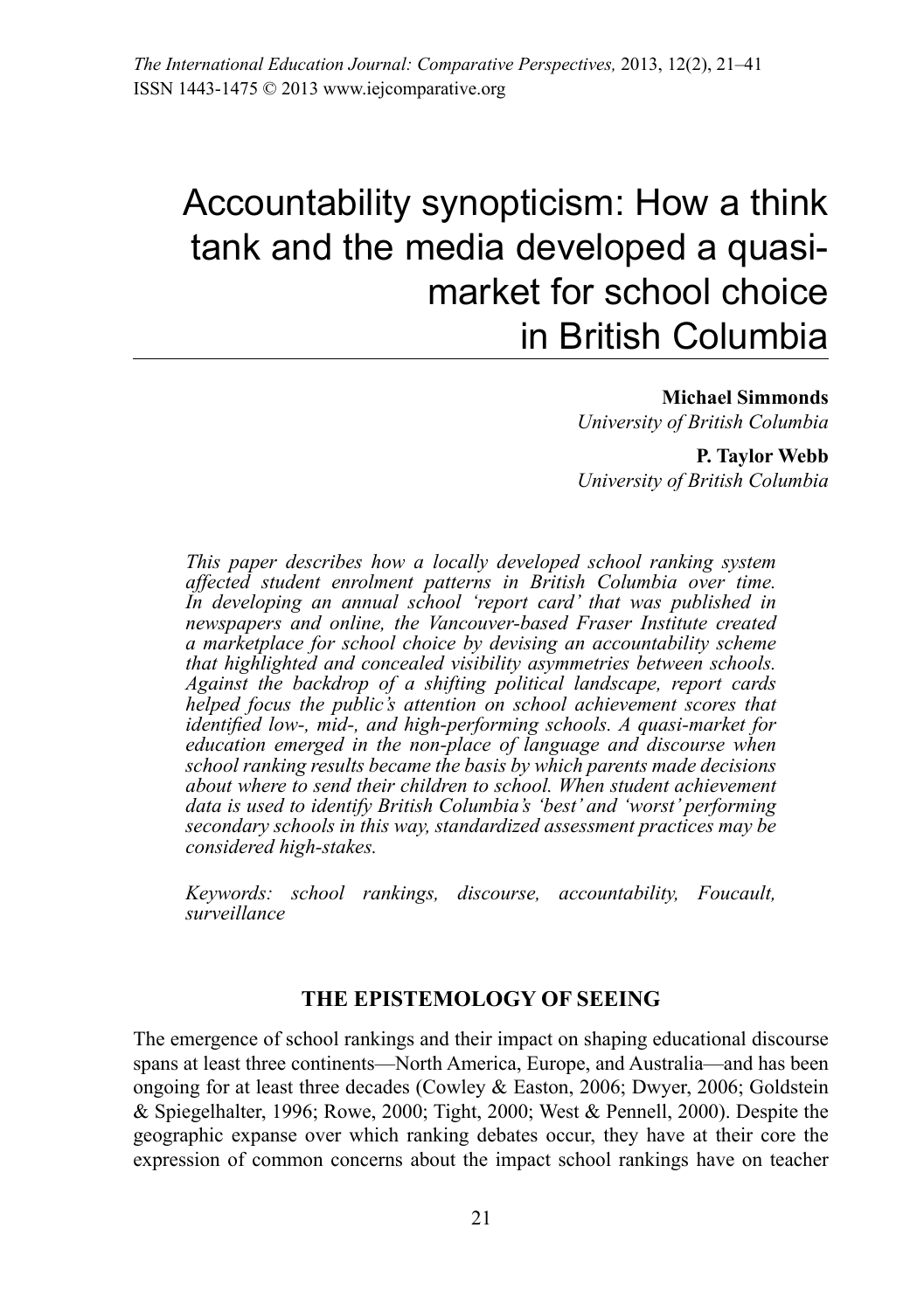# Accountability synopticism: How a think tank and the media developed a quasi-market for school choice in British Columbia

**Michael Simmonds**
*University of British Columbia*

**P. Taylor Webb**
*University of British Columbia*

*This paper describes how a locally developed school ranking system affected student enrolment patterns in British Columbia over time. In developing an annual school 'report card' that was published in newspapers and online, the Vancouver-based Fraser Institute created a marketplace for school choice by devising an accountability scheme that highlighted and concealed visibility asymmetries between schools. Against the backdrop of a shifting political landscape, report cards helped focus the public's attention on school achievement scores that identified low-, mid-, and high-performing schools. A quasi-market for education emerged in the non-place of language and discourse when school ranking results became the basis by which parents made decisions about where to send their children to school. When student achievement data is used to identify British Columbia's 'best' and 'worst' performing secondary schools in this way, standardized assessment practices may be considered high-stakes.*

*Keywords: school rankings, discourse, accountability, Foucault, surveillance*

## THE EPISTEMOLOGY OF SEEING

The emergence of school rankings and their impact on shaping educational discourse spans at least three continents—North America, Europe, and Australia—and has been ongoing for at least three decades (Cowley & Easton, 2006; Dwyer, 2006; Goldstein & Spiegelhalter, 1996; Rowe, 2000; Tight, 2000; West & Pennell, 2000). Despite the geographic expanse over which ranking debates occur, they have at their core the expression of common concerns about the impact school rankings have on teacher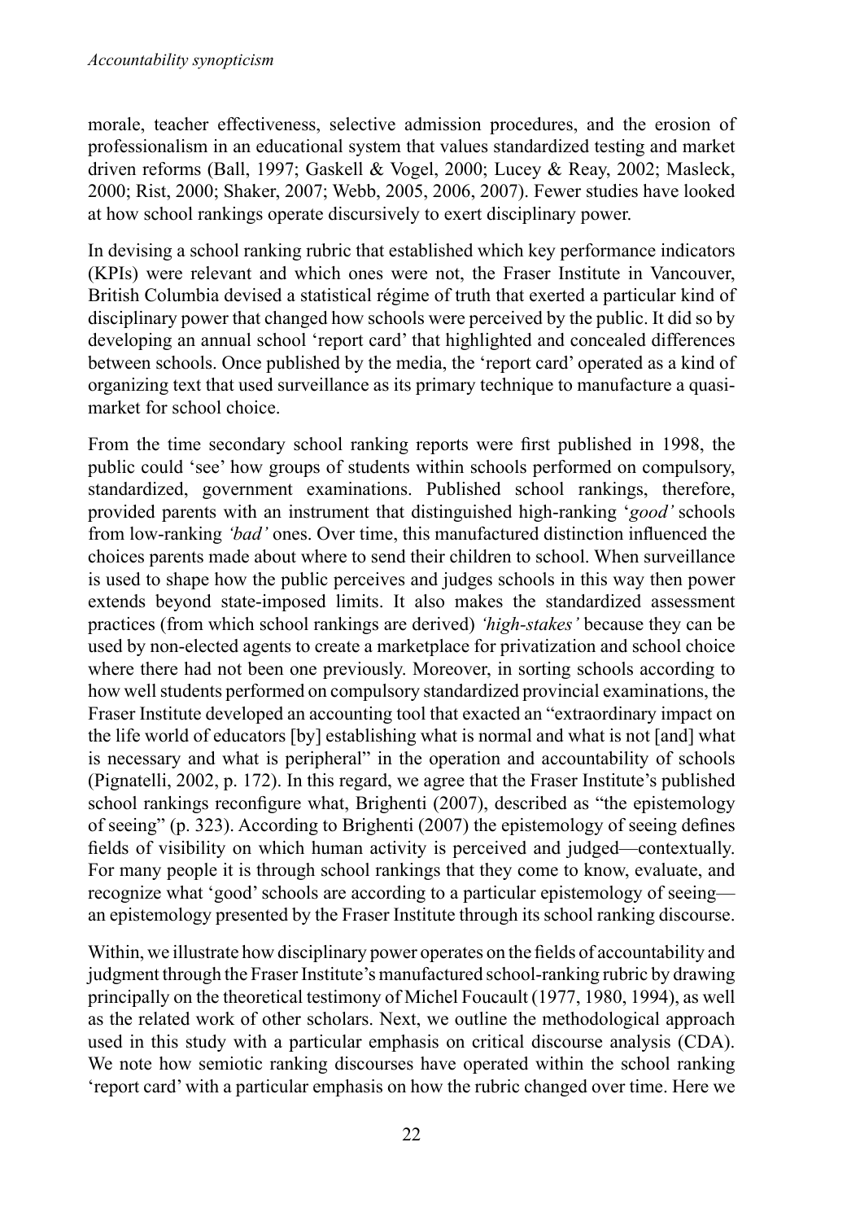morale, teacher effectiveness, selective admission procedures, and the erosion of professionalism in an educational system that values standardized testing and market driven reforms (Ball, 1997; Gaskell & Vogel, 2000; Lucey & Reay, 2002; Masleck, 2000; Rist, 2000; Shaker, 2007; Webb, 2005, 2006, 2007). Fewer studies have looked at how school rankings operate discursively to exert disciplinary power.

In devising a school ranking rubric that established which key performance indicators (KPIs) were relevant and which ones were not, the Fraser Institute in Vancouver, British Columbia devised a statistical régime of truth that exerted a particular kind of disciplinary power that changed how schools were perceived by the public. It did so by developing an annual school 'report card' that highlighted and concealed differences between schools. Once published by the media, the 'report card' operated as a kind of organizing text that used surveillance as its primary technique to manufacture a quasi-market for school choice.

From the time secondary school ranking reports were first published in 1998, the public could 'see' how groups of students within schools performed on compulsory, standardized, government examinations. Published school rankings, therefore, provided parents with an instrument that distinguished high-ranking '*good*' schools from low-ranking *'bad'* ones. Over time, this manufactured distinction influenced the choices parents made about where to send their children to school. When surveillance is used to shape how the public perceives and judges schools in this way then power extends beyond state-imposed limits. It also makes the standardized assessment practices (from which school rankings are derived) *'high-stakes'* because they can be used by non-elected agents to create a marketplace for privatization and school choice where there had not been one previously. Moreover, in sorting schools according to how well students performed on compulsory standardized provincial examinations, the Fraser Institute developed an accounting tool that exacted an "extraordinary impact on the life world of educators [by] establishing what is normal and what is not [and] what is necessary and what is peripheral" in the operation and accountability of schools (Pignatelli, 2002, p. 172). In this regard, we agree that the Fraser Institute's published school rankings reconfigure what, Brighenti (2007), described as "the epistemology of seeing" (p. 323). According to Brighenti (2007) the epistemology of seeing defines fields of visibility on which human activity is perceived and judged—contextually. For many people it is through school rankings that they come to know, evaluate, and recognize what 'good' schools are according to a particular epistemology of seeing—an epistemology presented by the Fraser Institute through its school ranking discourse.

Within, we illustrate how disciplinary power operates on the fields of accountability and judgment through the Fraser Institute's manufactured school-ranking rubric by drawing principally on the theoretical testimony of Michel Foucault (1977, 1980, 1994), as well as the related work of other scholars. Next, we outline the methodological approach used in this study with a particular emphasis on critical discourse analysis (CDA). We note how semiotic ranking discourses have operated within the school ranking 'report card' with a particular emphasis on how the rubric changed over time. Here we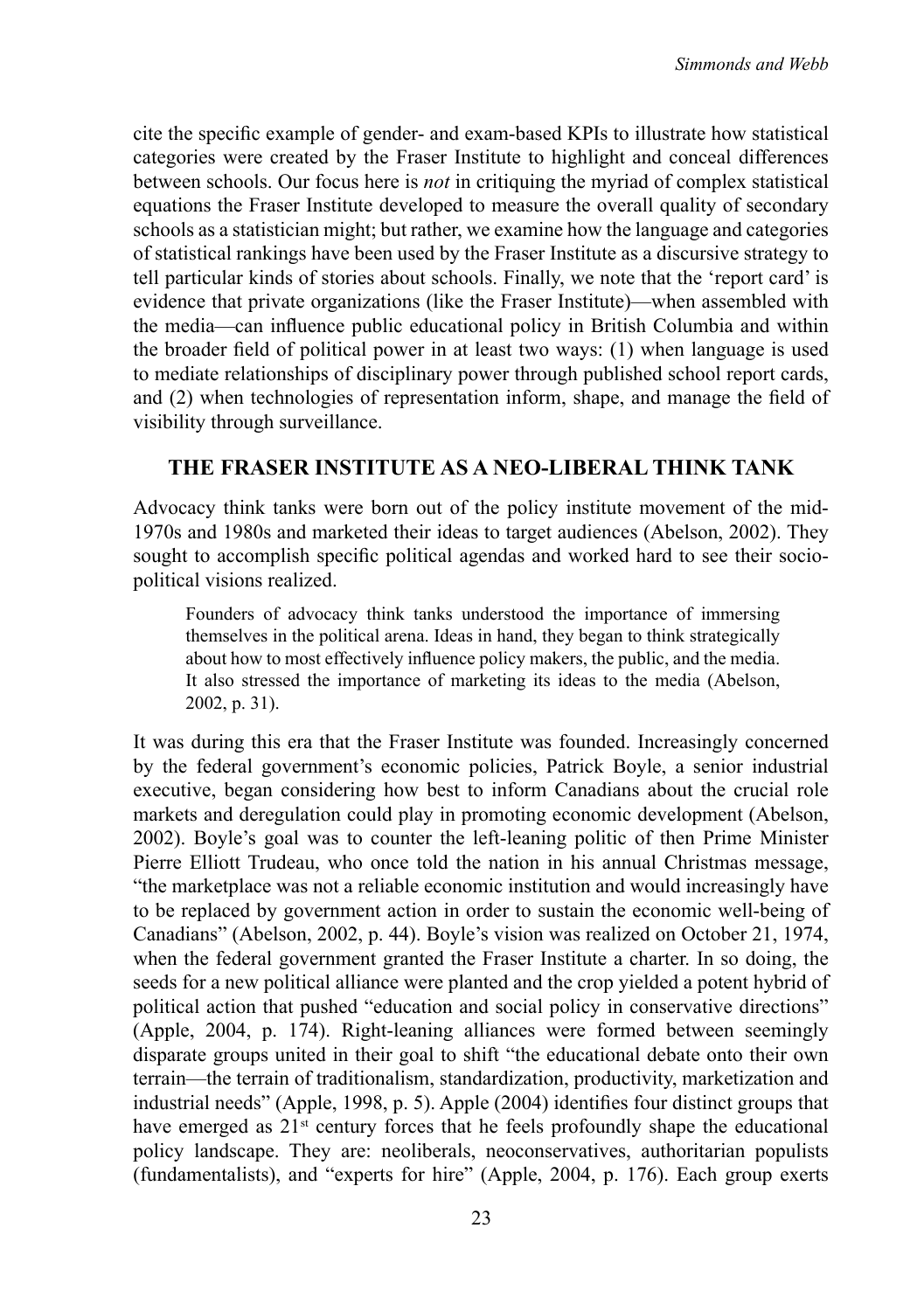cite the specific example of gender- and exam-based KPIs to illustrate how statistical categories were created by the Fraser Institute to highlight and conceal differences between schools. Our focus here is *not* in critiquing the myriad of complex statistical equations the Fraser Institute developed to measure the overall quality of secondary schools as a statistician might; but rather, we examine how the language and categories of statistical rankings have been used by the Fraser Institute as a discursive strategy to tell particular kinds of stories about schools. Finally, we note that the 'report card' is evidence that private organizations (like the Fraser Institute)—when assembled with the media—can influence public educational policy in British Columbia and within the broader field of political power in at least two ways: (1) when language is used to mediate relationships of disciplinary power through published school report cards, and (2) when technologies of representation inform, shape, and manage the field of visibility through surveillance.

## THE FRASER INSTITUTE AS A NEO-LIBERAL THINK TANK

Advocacy think tanks were born out of the policy institute movement of the mid-1970s and 1980s and marketed their ideas to target audiences (Abelson, 2002). They sought to accomplish specific political agendas and worked hard to see their socio-political visions realized.

> Founders of advocacy think tanks understood the importance of immersing themselves in the political arena. Ideas in hand, they began to think strategically about how to most effectively influence policy makers, the public, and the media. It also stressed the importance of marketing its ideas to the media (Abelson, 2002, p. 31).

It was during this era that the Fraser Institute was founded. Increasingly concerned by the federal government's economic policies, Patrick Boyle, a senior industrial executive, began considering how best to inform Canadians about the crucial role markets and deregulation could play in promoting economic development (Abelson, 2002). Boyle's goal was to counter the left-leaning politic of then Prime Minister Pierre Elliott Trudeau, who once told the nation in his annual Christmas message, "the marketplace was not a reliable economic institution and would increasingly have to be replaced by government action in order to sustain the economic well-being of Canadians" (Abelson, 2002, p. 44). Boyle's vision was realized on October 21, 1974, when the federal government granted the Fraser Institute a charter. In so doing, the seeds for a new political alliance were planted and the crop yielded a potent hybrid of political action that pushed "education and social policy in conservative directions" (Apple, 2004, p. 174). Right-leaning alliances were formed between seemingly disparate groups united in their goal to shift "the educational debate onto their own terrain—the terrain of traditionalism, standardization, productivity, marketization and industrial needs" (Apple, 1998, p. 5). Apple (2004) identifies four distinct groups that have emerged as 21st century forces that he feels profoundly shape the educational policy landscape. They are: neoliberals, neoconservatives, authoritarian populists (fundamentalists), and "experts for hire" (Apple, 2004, p. 176). Each group exerts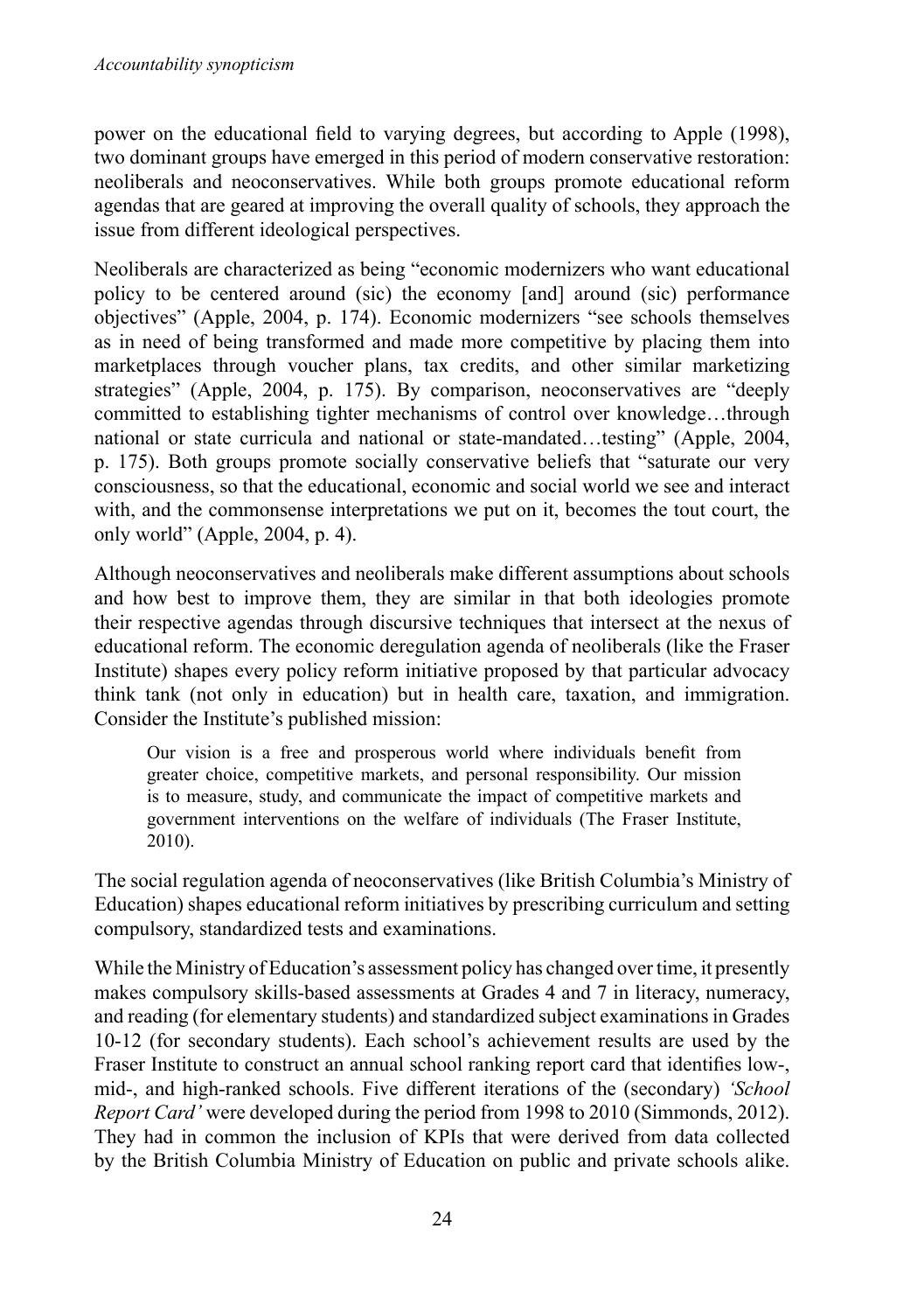power on the educational field to varying degrees, but according to Apple (1998), two dominant groups have emerged in this period of modern conservative restoration: neoliberals and neoconservatives. While both groups promote educational reform agendas that are geared at improving the overall quality of schools, they approach the issue from different ideological perspectives.

Neoliberals are characterized as being "economic modernizers who want educational policy to be centered around (sic) the economy [and] around (sic) performance objectives" (Apple, 2004, p. 174). Economic modernizers "see schools themselves as in need of being transformed and made more competitive by placing them into marketplaces through voucher plans, tax credits, and other similar marketizing strategies" (Apple, 2004, p. 175). By comparison, neoconservatives are "deeply committed to establishing tighter mechanisms of control over knowledge…through national or state curricula and national or state-mandated…testing" (Apple, 2004, p. 175). Both groups promote socially conservative beliefs that "saturate our very consciousness, so that the educational, economic and social world we see and interact with, and the commonsense interpretations we put on it, becomes the tout court, the only world" (Apple, 2004, p. 4).

Although neoconservatives and neoliberals make different assumptions about schools and how best to improve them, they are similar in that both ideologies promote their respective agendas through discursive techniques that intersect at the nexus of educational reform. The economic deregulation agenda of neoliberals (like the Fraser Institute) shapes every policy reform initiative proposed by that particular advocacy think tank (not only in education) but in health care, taxation, and immigration. Consider the Institute's published mission:

> Our vision is a free and prosperous world where individuals benefit from greater choice, competitive markets, and personal responsibility. Our mission is to measure, study, and communicate the impact of competitive markets and government interventions on the welfare of individuals (The Fraser Institute, 2010).

The social regulation agenda of neoconservatives (like British Columbia's Ministry of Education) shapes educational reform initiatives by prescribing curriculum and setting compulsory, standardized tests and examinations.

While the Ministry of Education's assessment policy has changed over time, it presently makes compulsory skills-based assessments at Grades 4 and 7 in literacy, numeracy, and reading (for elementary students) and standardized subject examinations in Grades 10-12 (for secondary students). Each school's achievement results are used by the Fraser Institute to construct an annual school ranking report card that identifies low-, mid-, and high-ranked schools. Five different iterations of the (secondary) *'School Report Card'* were developed during the period from 1998 to 2010 (Simmonds, 2012). They had in common the inclusion of KPIs that were derived from data collected by the British Columbia Ministry of Education on public and private schools alike.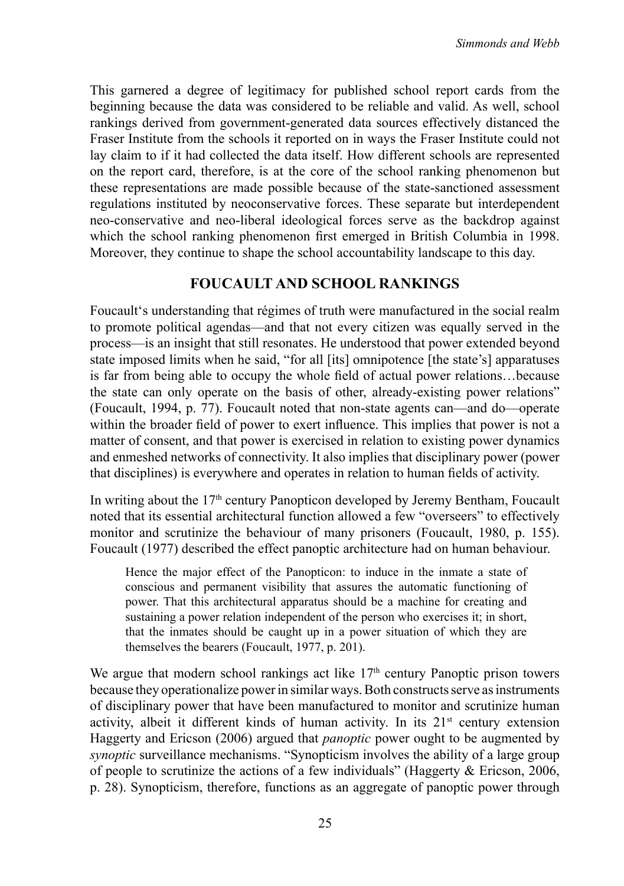This garnered a degree of legitimacy for published school report cards from the beginning because the data was considered to be reliable and valid. As well, school rankings derived from government-generated data sources effectively distanced the Fraser Institute from the schools it reported on in ways the Fraser Institute could not lay claim to if it had collected the data itself. How different schools are represented on the report card, therefore, is at the core of the school ranking phenomenon but these representations are made possible because of the state-sanctioned assessment regulations instituted by neoconservative forces. These separate but interdependent neo-conservative and neo-liberal ideological forces serve as the backdrop against which the school ranking phenomenon first emerged in British Columbia in 1998. Moreover, they continue to shape the school accountability landscape to this day.

## FOUCAULT AND SCHOOL RANKINGS

Foucault's understanding that régimes of truth were manufactured in the social realm to promote political agendas—and that not every citizen was equally served in the process—is an insight that still resonates. He understood that power extended beyond state imposed limits when he said, "for all [its] omnipotence [the state's] apparatuses is far from being able to occupy the whole field of actual power relations…because the state can only operate on the basis of other, already-existing power relations" (Foucault, 1994, p. 77). Foucault noted that non-state agents can—and do—operate within the broader field of power to exert influence. This implies that power is not a matter of consent, and that power is exercised in relation to existing power dynamics and enmeshed networks of connectivity. It also implies that disciplinary power (power that disciplines) is everywhere and operates in relation to human fields of activity.

In writing about the 17th century Panopticon developed by Jeremy Bentham, Foucault noted that its essential architectural function allowed a few "overseers" to effectively monitor and scrutinize the behaviour of many prisoners (Foucault, 1980, p. 155). Foucault (1977) described the effect panoptic architecture had on human behaviour.

> Hence the major effect of the Panopticon: to induce in the inmate a state of conscious and permanent visibility that assures the automatic functioning of power. That this architectural apparatus should be a machine for creating and sustaining a power relation independent of the person who exercises it; in short, that the inmates should be caught up in a power situation of which they are themselves the bearers (Foucault, 1977, p. 201).

We argue that modern school rankings act like 17th century Panoptic prison towers because they operationalize power in similar ways. Both constructs serve as instruments of disciplinary power that have been manufactured to monitor and scrutinize human activity, albeit it different kinds of human activity. In its 21st century extension Haggerty and Ericson (2006) argued that *panoptic* power ought to be augmented by *synoptic* surveillance mechanisms. "Synopticism involves the ability of a large group of people to scrutinize the actions of a few individuals" (Haggerty & Ericson, 2006, p. 28). Synopticism, therefore, functions as an aggregate of panoptic power through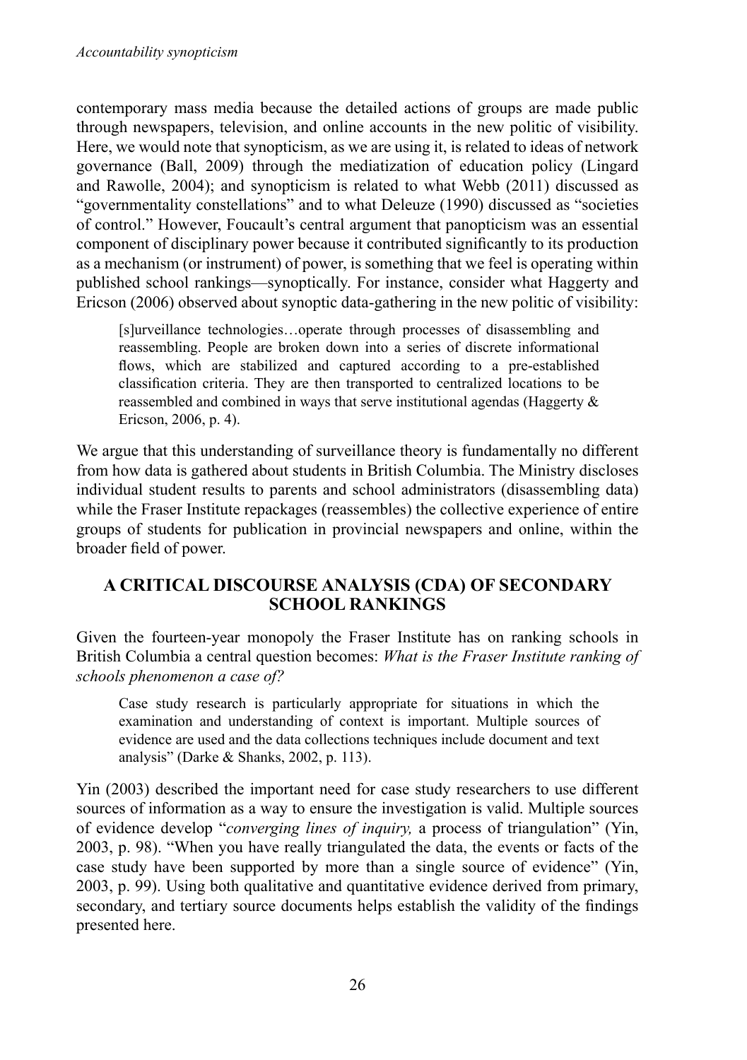contemporary mass media because the detailed actions of groups are made public through newspapers, television, and online accounts in the new politic of visibility. Here, we would note that synopticism, as we are using it, is related to ideas of network governance (Ball, 2009) through the mediatization of education policy (Lingard and Rawolle, 2004); and synopticism is related to what Webb (2011) discussed as "governmentality constellations" and to what Deleuze (1990) discussed as "societies of control." However, Foucault's central argument that panopticism was an essential component of disciplinary power because it contributed significantly to its production as a mechanism (or instrument) of power, is something that we feel is operating within published school rankings—synoptically. For instance, consider what Haggerty and Ericson (2006) observed about synoptic data-gathering in the new politic of visibility:

> [s]urveillance technologies…operate through processes of disassembling and reassembling. People are broken down into a series of discrete informational flows, which are stabilized and captured according to a pre-established classification criteria. They are then transported to centralized locations to be reassembled and combined in ways that serve institutional agendas (Haggerty & Ericson, 2006, p. 4).

We argue that this understanding of surveillance theory is fundamentally no different from how data is gathered about students in British Columbia. The Ministry discloses individual student results to parents and school administrators (disassembling data) while the Fraser Institute repackages (reassembles) the collective experience of entire groups of students for publication in provincial newspapers and online, within the broader field of power.

## A CRITICAL DISCOURSE ANALYSIS (CDA) OF SECONDARY SCHOOL RANKINGS

Given the fourteen-year monopoly the Fraser Institute has on ranking schools in British Columbia a central question becomes: *What is the Fraser Institute ranking of schools phenomenon a case of?*

> Case study research is particularly appropriate for situations in which the examination and understanding of context is important. Multiple sources of evidence are used and the data collections techniques include document and text analysis" (Darke & Shanks, 2002, p. 113).

Yin (2003) described the important need for case study researchers to use different sources of information as a way to ensure the investigation is valid. Multiple sources of evidence develop "*converging lines of inquiry,* a process of triangulation" (Yin, 2003, p. 98). "When you have really triangulated the data, the events or facts of the case study have been supported by more than a single source of evidence" (Yin, 2003, p. 99). Using both qualitative and quantitative evidence derived from primary, secondary, and tertiary source documents helps establish the validity of the findings presented here.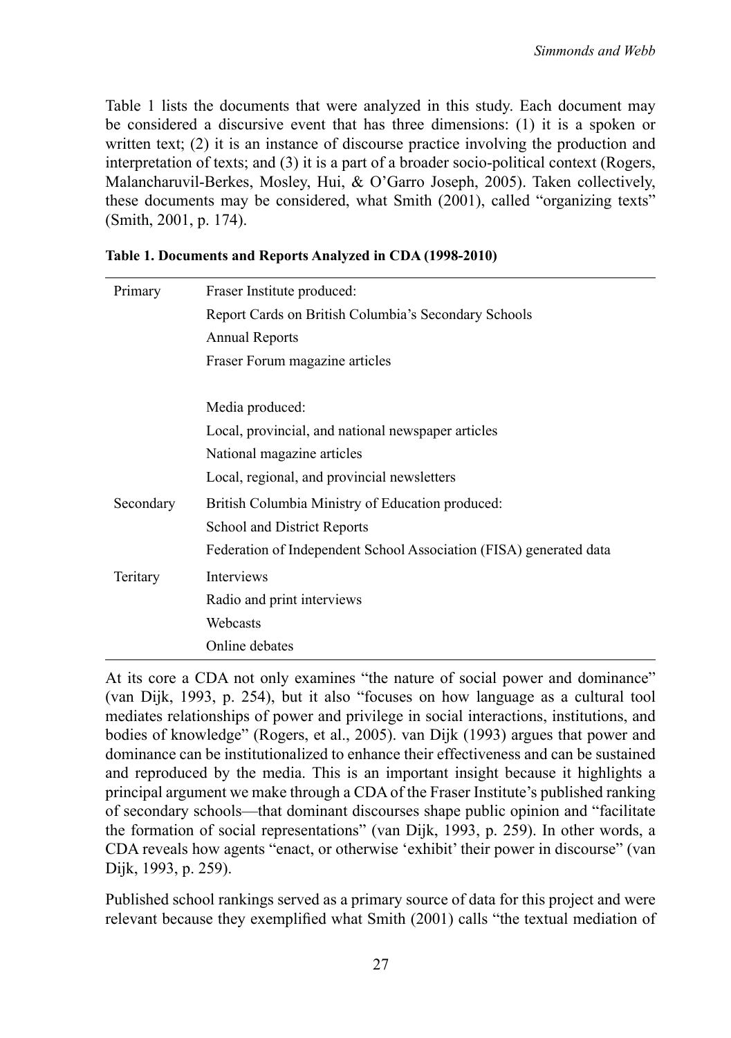Table 1 lists the documents that were analyzed in this study. Each document may be considered a discursive event that has three dimensions: (1) it is a spoken or written text; (2) it is an instance of discourse practice involving the production and interpretation of texts; and (3) it is a part of a broader socio-political context (Rogers, Malancharuvil-Berkes, Mosley, Hui, & O'Garro Joseph, 2005). Taken collectively, these documents may be considered, what Smith (2001), called "organizing texts" (Smith, 2001, p. 174).

**Table 1. Documents and Reports Analyzed in CDA (1998-2010)**

| | |
|---|---|
| Primary | Fraser Institute produced: |
| | Report Cards on British Columbia's Secondary Schools |
| | Annual Reports |
| | Fraser Forum magazine articles |
| | |
| | Media produced: |
| | Local, provincial, and national newspaper articles |
| | National magazine articles |
| | Local, regional, and provincial newsletters |
| Secondary | British Columbia Ministry of Education produced: |
| | School and District Reports |
| | Federation of Independent School Association (FISA) generated data |
| Teritary | Interviews |
| | Radio and print interviews |
| | Webcasts |
| | Online debates |

At its core a CDA not only examines "the nature of social power and dominance" (van Dijk, 1993, p. 254), but it also "focuses on how language as a cultural tool mediates relationships of power and privilege in social interactions, institutions, and bodies of knowledge" (Rogers, et al., 2005). van Dijk (1993) argues that power and dominance can be institutionalized to enhance their effectiveness and can be sustained and reproduced by the media. This is an important insight because it highlights a principal argument we make through a CDA of the Fraser Institute's published ranking of secondary schools—that dominant discourses shape public opinion and "facilitate the formation of social representations" (van Dijk, 1993, p. 259). In other words, a CDA reveals how agents "enact, or otherwise 'exhibit' their power in discourse" (van Dijk, 1993, p. 259).

Published school rankings served as a primary source of data for this project and were relevant because they exemplified what Smith (2001) calls "the textual mediation of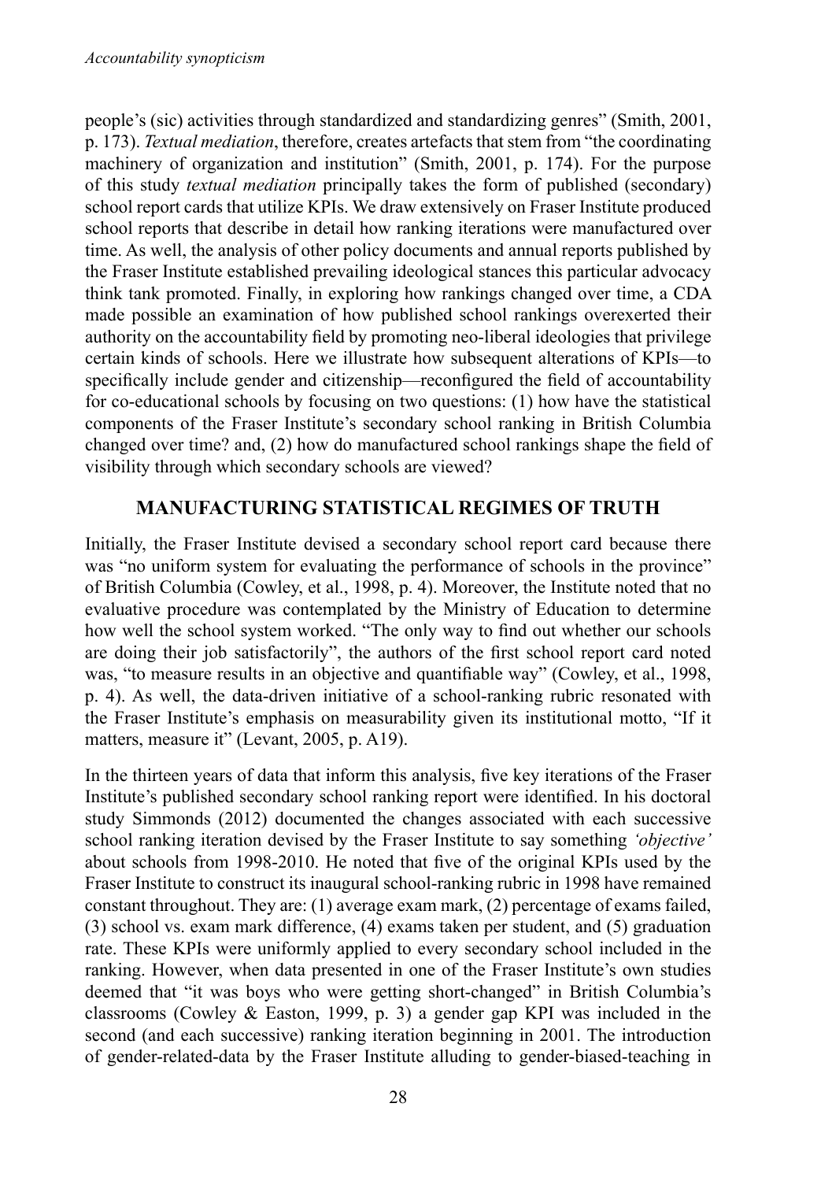people's (sic) activities through standardized and standardizing genres" (Smith, 2001, p. 173). *Textual mediation*, therefore, creates artefacts that stem from "the coordinating machinery of organization and institution" (Smith, 2001, p. 174). For the purpose of this study *textual mediation* principally takes the form of published (secondary) school report cards that utilize KPIs. We draw extensively on Fraser Institute produced school reports that describe in detail how ranking iterations were manufactured over time. As well, the analysis of other policy documents and annual reports published by the Fraser Institute established prevailing ideological stances this particular advocacy think tank promoted. Finally, in exploring how rankings changed over time, a CDA made possible an examination of how published school rankings overexerted their authority on the accountability field by promoting neo-liberal ideologies that privilege certain kinds of schools. Here we illustrate how subsequent alterations of KPIs—to specifically include gender and citizenship—reconfigured the field of accountability for co-educational schools by focusing on two questions: (1) how have the statistical components of the Fraser Institute's secondary school ranking in British Columbia changed over time? and, (2) how do manufactured school rankings shape the field of visibility through which secondary schools are viewed?

## MANUFACTURING STATISTICAL REGIMES OF TRUTH

Initially, the Fraser Institute devised a secondary school report card because there was "no uniform system for evaluating the performance of schools in the province" of British Columbia (Cowley, et al., 1998, p. 4). Moreover, the Institute noted that no evaluative procedure was contemplated by the Ministry of Education to determine how well the school system worked. "The only way to find out whether our schools are doing their job satisfactorily", the authors of the first school report card noted was, "to measure results in an objective and quantifiable way" (Cowley, et al., 1998, p. 4). As well, the data-driven initiative of a school-ranking rubric resonated with the Fraser Institute's emphasis on measurability given its institutional motto, "If it matters, measure it" (Levant, 2005, p. A19).

In the thirteen years of data that inform this analysis, five key iterations of the Fraser Institute's published secondary school ranking report were identified. In his doctoral study Simmonds (2012) documented the changes associated with each successive school ranking iteration devised by the Fraser Institute to say something *'objective'* about schools from 1998-2010. He noted that five of the original KPIs used by the Fraser Institute to construct its inaugural school-ranking rubric in 1998 have remained constant throughout. They are: (1) average exam mark, (2) percentage of exams failed, (3) school vs. exam mark difference, (4) exams taken per student, and (5) graduation rate. These KPIs were uniformly applied to every secondary school included in the ranking. However, when data presented in one of the Fraser Institute's own studies deemed that "it was boys who were getting short-changed" in British Columbia's classrooms (Cowley & Easton, 1999, p. 3) a gender gap KPI was included in the second (and each successive) ranking iteration beginning in 2001. The introduction of gender-related-data by the Fraser Institute alluding to gender-biased-teaching in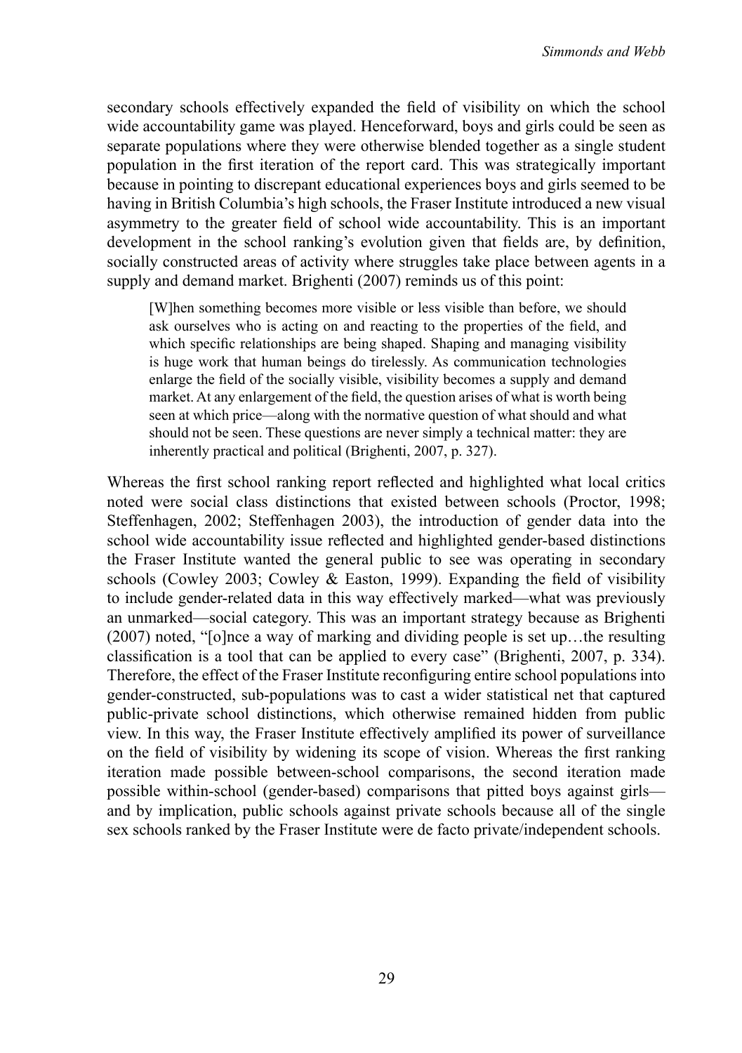secondary schools effectively expanded the field of visibility on which the school wide accountability game was played. Henceforward, boys and girls could be seen as separate populations where they were otherwise blended together as a single student population in the first iteration of the report card. This was strategically important because in pointing to discrepant educational experiences boys and girls seemed to be having in British Columbia's high schools, the Fraser Institute introduced a new visual asymmetry to the greater field of school wide accountability. This is an important development in the school ranking's evolution given that fields are, by definition, socially constructed areas of activity where struggles take place between agents in a supply and demand market. Brighenti (2007) reminds us of this point:

> [W]hen something becomes more visible or less visible than before, we should ask ourselves who is acting on and reacting to the properties of the field, and which specific relationships are being shaped. Shaping and managing visibility is huge work that human beings do tirelessly. As communication technologies enlarge the field of the socially visible, visibility becomes a supply and demand market. At any enlargement of the field, the question arises of what is worth being seen at which price—along with the normative question of what should and what should not be seen. These questions are never simply a technical matter: they are inherently practical and political (Brighenti, 2007, p. 327).

Whereas the first school ranking report reflected and highlighted what local critics noted were social class distinctions that existed between schools (Proctor, 1998; Steffenhagen, 2002; Steffenhagen 2003), the introduction of gender data into the school wide accountability issue reflected and highlighted gender-based distinctions the Fraser Institute wanted the general public to see was operating in secondary schools (Cowley 2003; Cowley & Easton, 1999). Expanding the field of visibility to include gender-related data in this way effectively marked—what was previously an unmarked—social category. This was an important strategy because as Brighenti (2007) noted, "[o]nce a way of marking and dividing people is set up…the resulting classification is a tool that can be applied to every case" (Brighenti, 2007, p. 334). Therefore, the effect of the Fraser Institute reconfiguring entire school populations into gender-constructed, sub-populations was to cast a wider statistical net that captured public-private school distinctions, which otherwise remained hidden from public view. In this way, the Fraser Institute effectively amplified its power of surveillance on the field of visibility by widening its scope of vision. Whereas the first ranking iteration made possible between-school comparisons, the second iteration made possible within-school (gender-based) comparisons that pitted boys against girls—and by implication, public schools against private schools because all of the single sex schools ranked by the Fraser Institute were de facto private/independent schools.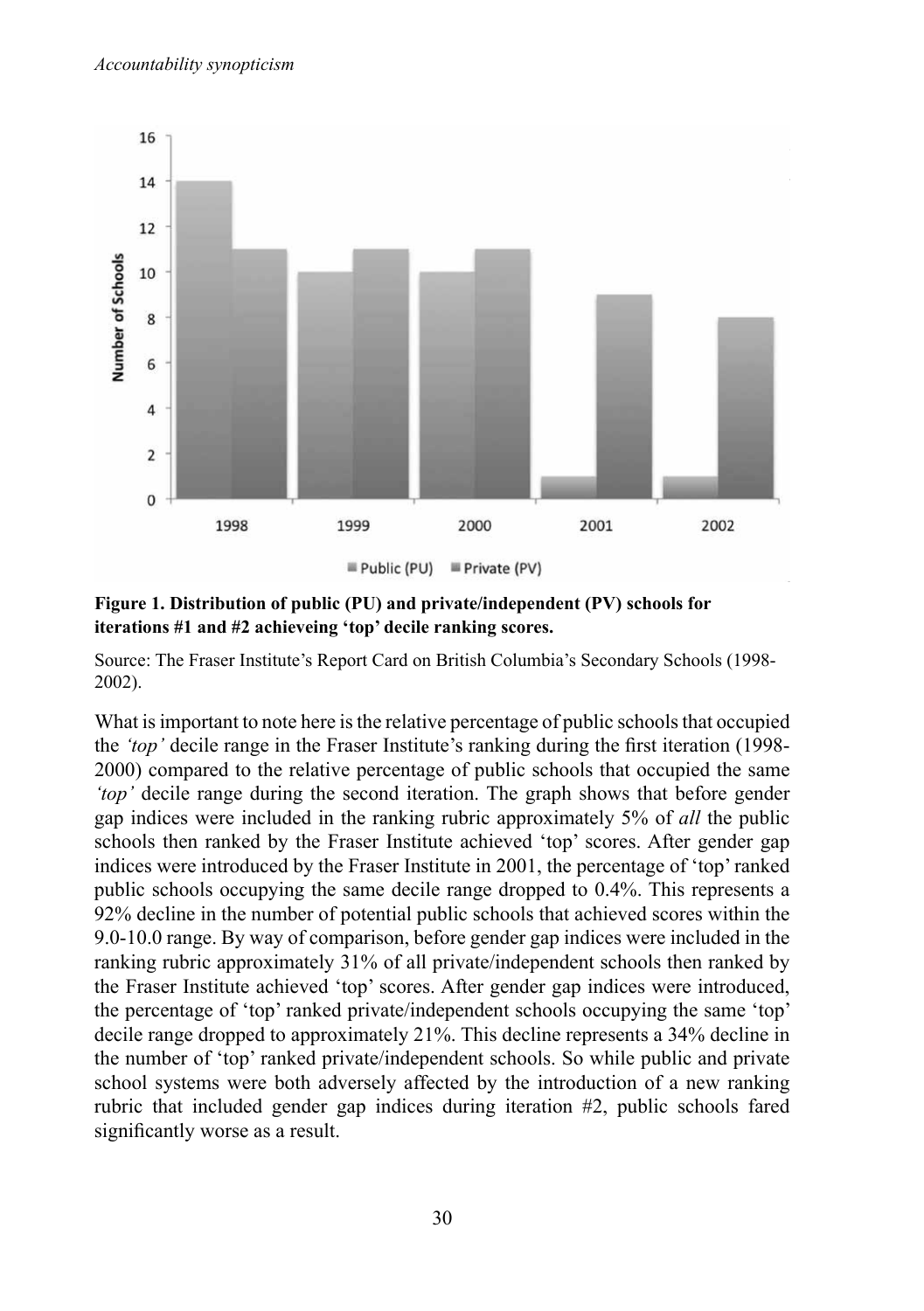**Figure 1. Distribution of public (PU) and private/independent (PV) schools for iterations #1 and #2 achieveing 'top' decile ranking scores.**

Source: The Fraser Institute's Report Card on British Columbia's Secondary Schools (1998-2002).

What is important to note here is the relative percentage of public schools that occupied the *'top'* decile range in the Fraser Institute's ranking during the first iteration (1998-2000) compared to the relative percentage of public schools that occupied the same *'top'* decile range during the second iteration. The graph shows that before gender gap indices were included in the ranking rubric approximately 5% of *all* the public schools then ranked by the Fraser Institute achieved 'top' scores. After gender gap indices were introduced by the Fraser Institute in 2001, the percentage of 'top' ranked public schools occupying the same decile range dropped to 0.4%. This represents a 92% decline in the number of potential public schools that achieved scores within the 9.0-10.0 range. By way of comparison, before gender gap indices were included in the ranking rubric approximately 31% of all private/independent schools then ranked by the Fraser Institute achieved 'top' scores. After gender gap indices were introduced, the percentage of 'top' ranked private/independent schools occupying the same 'top' decile range dropped to approximately 21%. This decline represents a 34% decline in the number of 'top' ranked private/independent schools. So while public and private school systems were both adversely affected by the introduction of a new ranking rubric that included gender gap indices during iteration #2, public schools fared significantly worse as a result.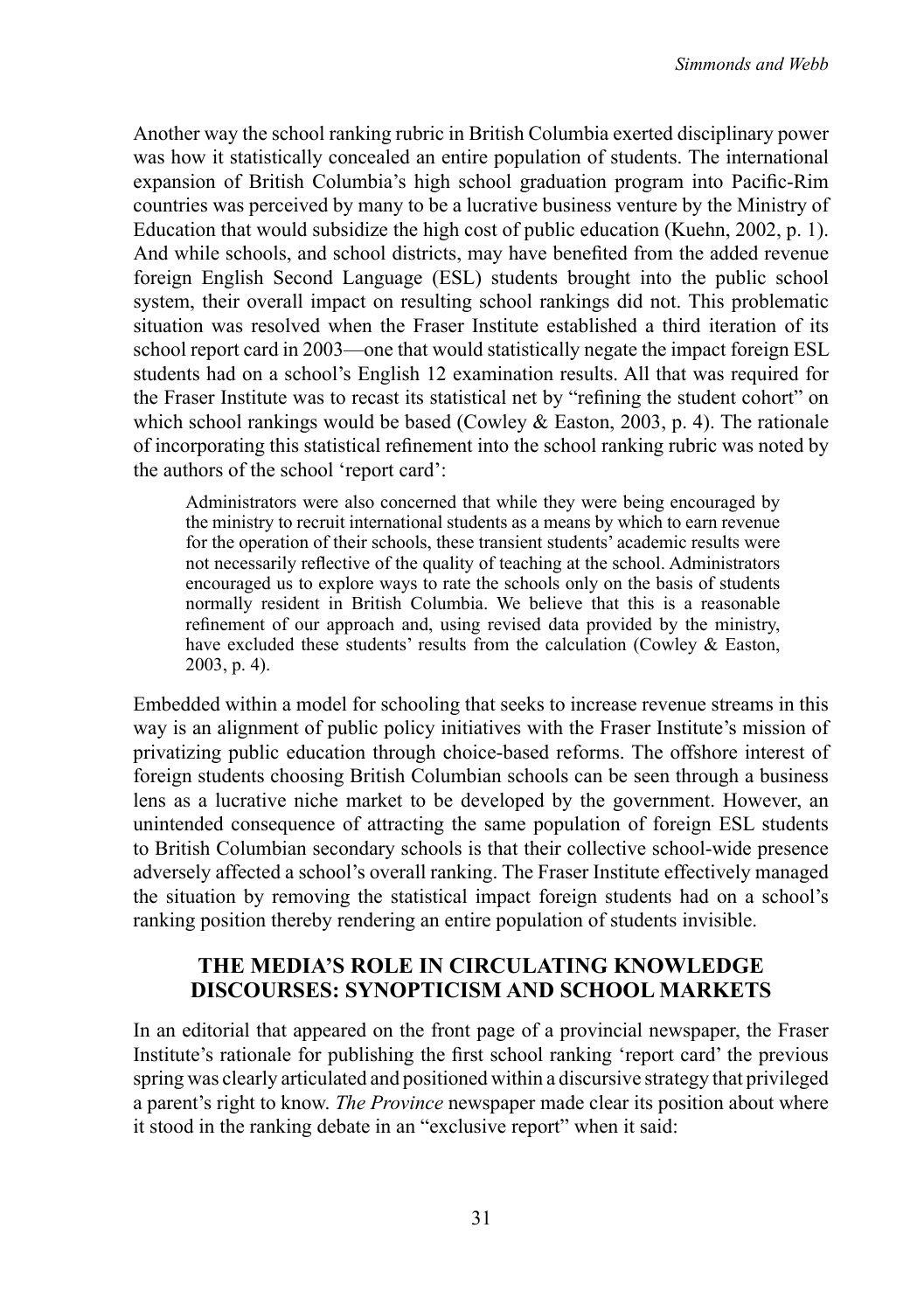Another way the school ranking rubric in British Columbia exerted disciplinary power was how it statistically concealed an entire population of students. The international expansion of British Columbia's high school graduation program into Pacific-Rim countries was perceived by many to be a lucrative business venture by the Ministry of Education that would subsidize the high cost of public education (Kuehn, 2002, p. 1). And while schools, and school districts, may have benefited from the added revenue foreign English Second Language (ESL) students brought into the public school system, their overall impact on resulting school rankings did not. This problematic situation was resolved when the Fraser Institute established a third iteration of its school report card in 2003—one that would statistically negate the impact foreign ESL students had on a school's English 12 examination results. All that was required for the Fraser Institute was to recast its statistical net by "refining the student cohort" on which school rankings would be based (Cowley & Easton, 2003, p. 4). The rationale of incorporating this statistical refinement into the school ranking rubric was noted by the authors of the school 'report card':

> Administrators were also concerned that while they were being encouraged by the ministry to recruit international students as a means by which to earn revenue for the operation of their schools, these transient students' academic results were not necessarily reflective of the quality of teaching at the school. Administrators encouraged us to explore ways to rate the schools only on the basis of students normally resident in British Columbia. We believe that this is a reasonable refinement of our approach and, using revised data provided by the ministry, have excluded these students' results from the calculation (Cowley & Easton, 2003, p. 4).

Embedded within a model for schooling that seeks to increase revenue streams in this way is an alignment of public policy initiatives with the Fraser Institute's mission of privatizing public education through choice-based reforms. The offshore interest of foreign students choosing British Columbian schools can be seen through a business lens as a lucrative niche market to be developed by the government. However, an unintended consequence of attracting the same population of foreign ESL students to British Columbian secondary schools is that their collective school-wide presence adversely affected a school's overall ranking. The Fraser Institute effectively managed the situation by removing the statistical impact foreign students had on a school's ranking position thereby rendering an entire population of students invisible.

## THE MEDIA'S ROLE IN CIRCULATING KNOWLEDGE DISCOURSES: SYNOPTICISM AND SCHOOL MARKETS

In an editorial that appeared on the front page of a provincial newspaper, the Fraser Institute's rationale for publishing the first school ranking 'report card' the previous spring was clearly articulated and positioned within a discursive strategy that privileged a parent's right to know. *The Province* newspaper made clear its position about where it stood in the ranking debate in an "exclusive report" when it said: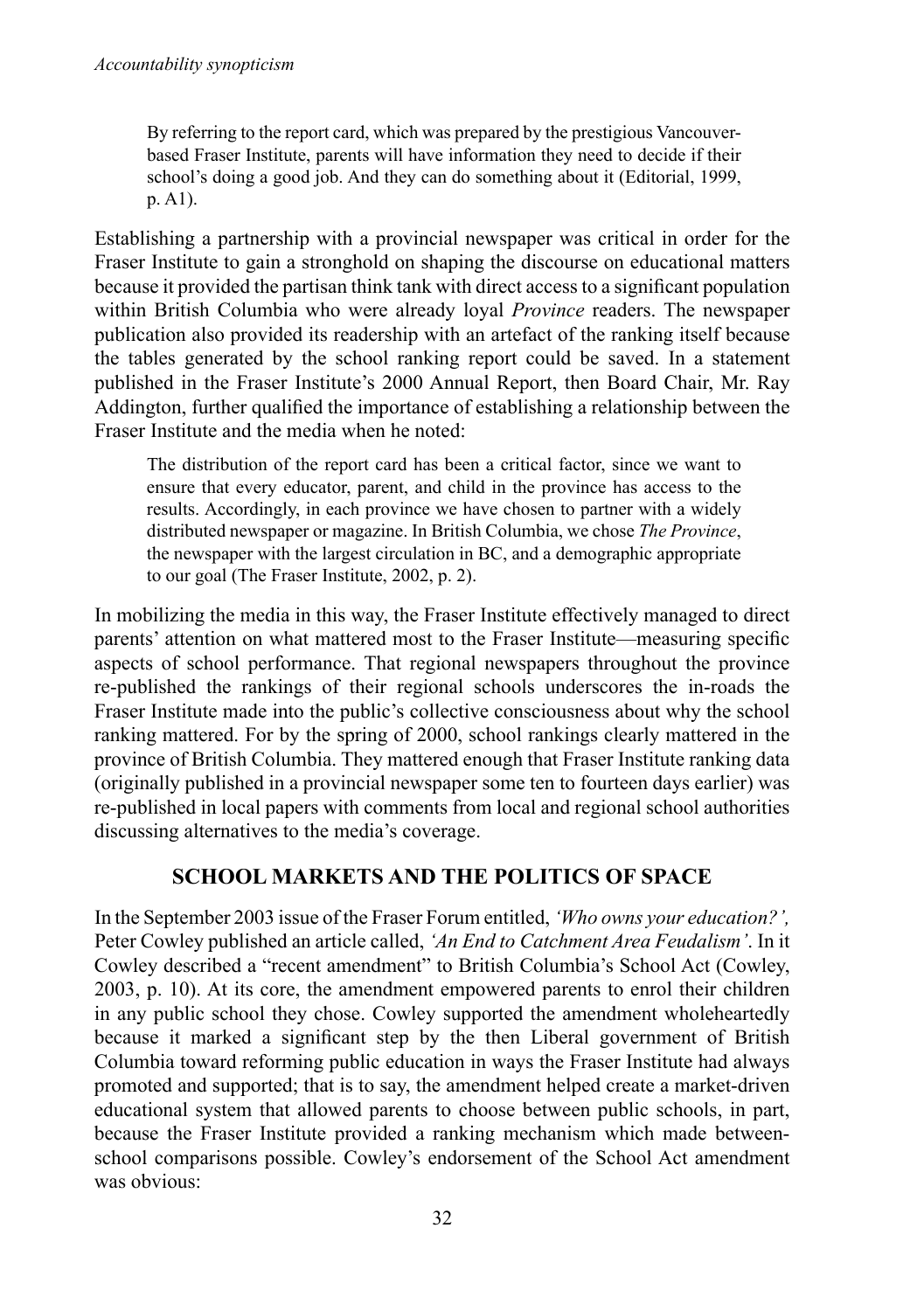By referring to the report card, which was prepared by the prestigious Vancouver-based Fraser Institute, parents will have information they need to decide if their school's doing a good job. And they can do something about it (Editorial, 1999, p. A1).

Establishing a partnership with a provincial newspaper was critical in order for the Fraser Institute to gain a stronghold on shaping the discourse on educational matters because it provided the partisan think tank with direct access to a significant population within British Columbia who were already loyal *Province* readers. The newspaper publication also provided its readership with an artefact of the ranking itself because the tables generated by the school ranking report could be saved. In a statement published in the Fraser Institute's 2000 Annual Report, then Board Chair, Mr. Ray Addington, further qualified the importance of establishing a relationship between the Fraser Institute and the media when he noted:

> The distribution of the report card has been a critical factor, since we want to ensure that every educator, parent, and child in the province has access to the results. Accordingly, in each province we have chosen to partner with a widely distributed newspaper or magazine. In British Columbia, we chose *The Province*, the newspaper with the largest circulation in BC, and a demographic appropriate to our goal (The Fraser Institute, 2002, p. 2).

In mobilizing the media in this way, the Fraser Institute effectively managed to direct parents' attention on what mattered most to the Fraser Institute—measuring specific aspects of school performance. That regional newspapers throughout the province re-published the rankings of their regional schools underscores the in-roads the Fraser Institute made into the public's collective consciousness about why the school ranking mattered. For by the spring of 2000, school rankings clearly mattered in the province of British Columbia. They mattered enough that Fraser Institute ranking data (originally published in a provincial newspaper some ten to fourteen days earlier) was re-published in local papers with comments from local and regional school authorities discussing alternatives to the media's coverage.

## SCHOOL MARKETS AND THE POLITICS OF SPACE

In the September 2003 issue of the Fraser Forum entitled, *'Who owns your education?',* Peter Cowley published an article called, *'An End to Catchment Area Feudalism'*. In it Cowley described a "recent amendment" to British Columbia's School Act (Cowley, 2003, p. 10). At its core, the amendment empowered parents to enrol their children in any public school they chose. Cowley supported the amendment wholeheartedly because it marked a significant step by the then Liberal government of British Columbia toward reforming public education in ways the Fraser Institute had always promoted and supported; that is to say, the amendment helped create a market-driven educational system that allowed parents to choose between public schools, in part, because the Fraser Institute provided a ranking mechanism which made between-school comparisons possible. Cowley's endorsement of the School Act amendment was obvious: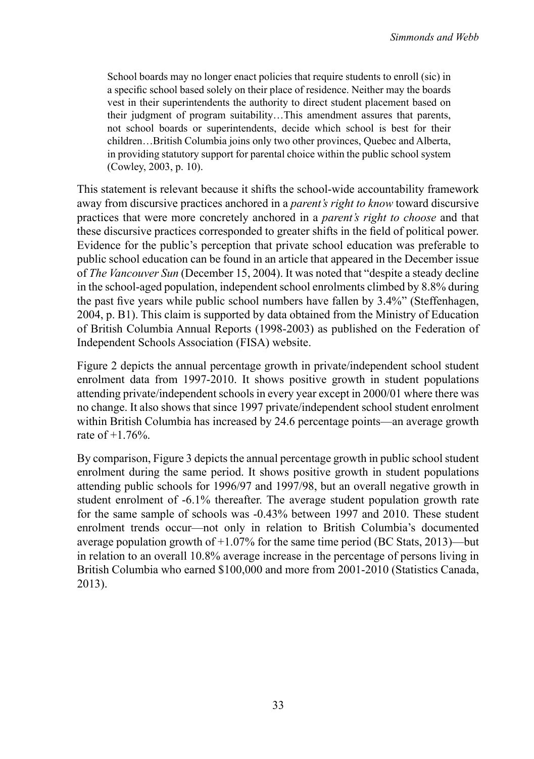> School boards may no longer enact policies that require students to enroll (sic) in a specific school based solely on their place of residence. Neither may the boards vest in their superintendents the authority to direct student placement based on their judgment of program suitability…This amendment assures that parents, not school boards or superintendents, decide which school is best for their children…British Columbia joins only two other provinces, Quebec and Alberta, in providing statutory support for parental choice within the public school system (Cowley, 2003, p. 10).

This statement is relevant because it shifts the school-wide accountability framework away from discursive practices anchored in a *parent's right to know* toward discursive practices that were more concretely anchored in a *parent's right to choose* and that these discursive practices corresponded to greater shifts in the field of political power. Evidence for the public's perception that private school education was preferable to public school education can be found in an article that appeared in the December issue of *The Vancouver Sun* (December 15, 2004). It was noted that "despite a steady decline in the school-aged population, independent school enrolments climbed by 8.8% during the past five years while public school numbers have fallen by 3.4%" (Steffenhagen, 2004, p. B1). This claim is supported by data obtained from the Ministry of Education of British Columbia Annual Reports (1998-2003) as published on the Federation of Independent Schools Association (FISA) website.

Figure 2 depicts the annual percentage growth in private/independent school student enrolment data from 1997-2010. It shows positive growth in student populations attending private/independent schools in every year except in 2000/01 where there was no change. It also shows that since 1997 private/independent school student enrolment within British Columbia has increased by 24.6 percentage points—an average growth rate of +1.76%.

By comparison, Figure 3 depicts the annual percentage growth in public school student enrolment during the same period. It shows positive growth in student populations attending public schools for 1996/97 and 1997/98, but an overall negative growth in student enrolment of -6.1% thereafter. The average student population growth rate for the same sample of schools was -0.43% between 1997 and 2010. These student enrolment trends occur—not only in relation to British Columbia's documented average population growth of +1.07% for the same time period (BC Stats, 2013)—but in relation to an overall 10.8% average increase in the percentage of persons living in British Columbia who earned $100,000 and more from 2001-2010 (Statistics Canada, 2013).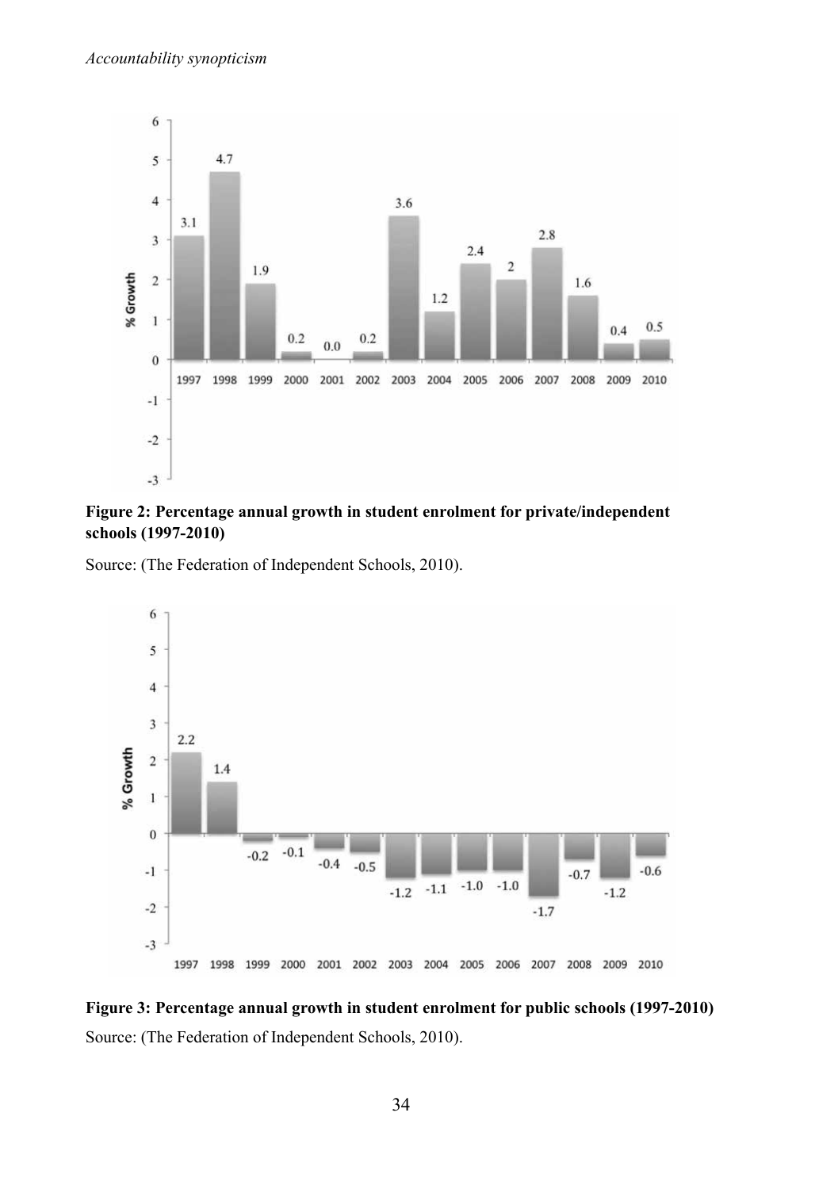**Figure 2: Percentage annual growth in student enrolment for private/independent schools (1997-2010)**

Source: (The Federation of Independent Schools, 2010).

**Figure 3: Percentage annual growth in student enrolment for public schools (1997-2010)**

Source: (The Federation of Independent Schools, 2010).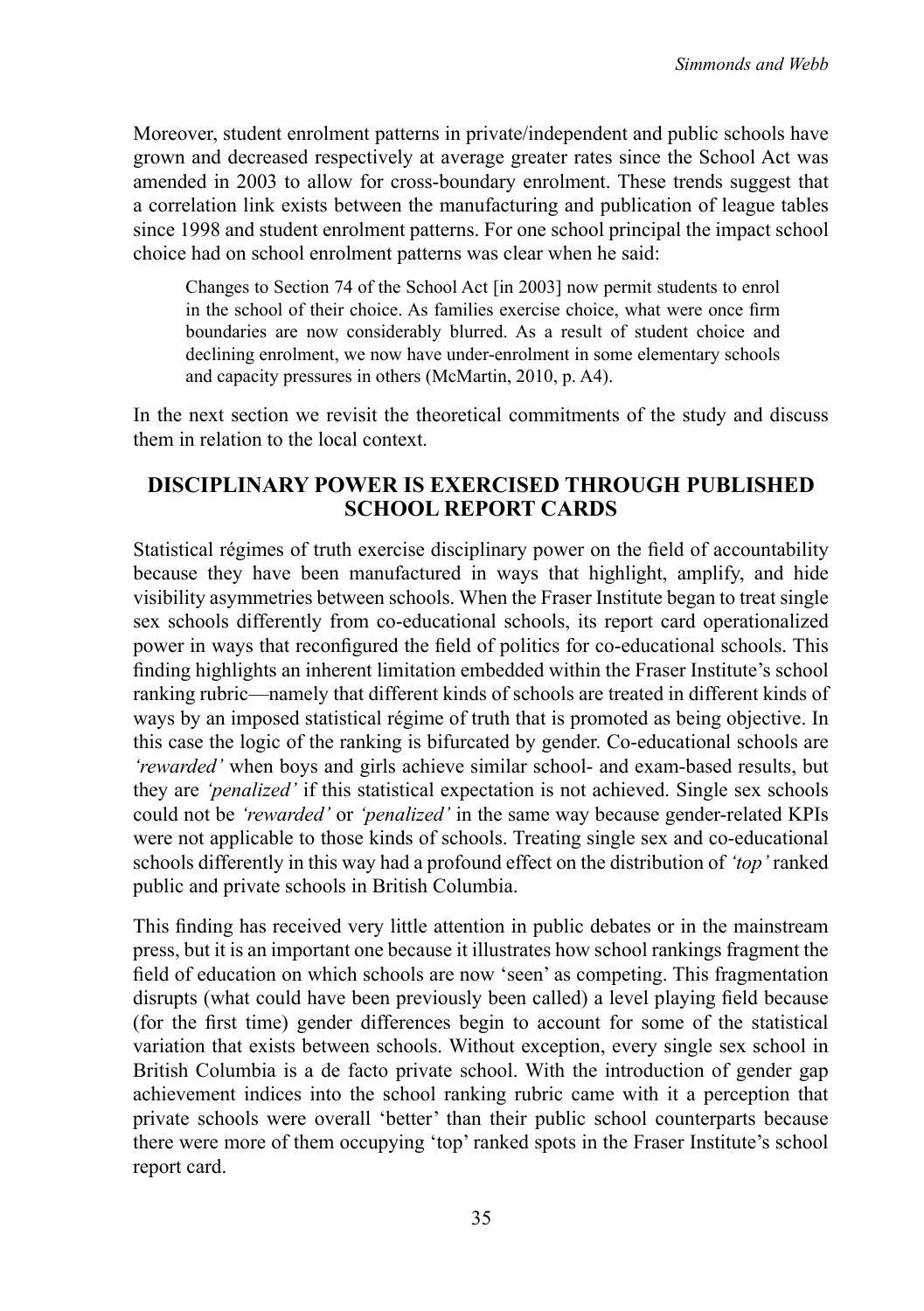Moreover, student enrolment patterns in private/independent and public schools have grown and decreased respectively at average greater rates since the School Act was amended in 2003 to allow for cross-boundary enrolment. These trends suggest that a correlation link exists between the manufacturing and publication of league tables since 1998 and student enrolment patterns. For one school principal the impact school choice had on school enrolment patterns was clear when he said:

> Changes to Section 74 of the School Act [in 2003] now permit students to enrol in the school of their choice. As families exercise choice, what were once firm boundaries are now considerably blurred. As a result of student choice and declining enrolment, we now have under-enrolment in some elementary schools and capacity pressures in others (McMartin, 2010, p. A4).

In the next section we revisit the theoretical commitments of the study and discuss them in relation to the local context.

## DISCIPLINARY POWER IS EXERCISED THROUGH PUBLISHED SCHOOL REPORT CARDS

Statistical régimes of truth exercise disciplinary power on the field of accountability because they have been manufactured in ways that highlight, amplify, and hide visibility asymmetries between schools. When the Fraser Institute began to treat single sex schools differently from co-educational schools, its report card operationalized power in ways that reconfigured the field of politics for co-educational schools. This finding highlights an inherent limitation embedded within the Fraser Institute's school ranking rubric—namely that different kinds of schools are treated in different kinds of ways by an imposed statistical régime of truth that is promoted as being objective. In this case the logic of the ranking is bifurcated by gender. Co-educational schools are *'rewarded'* when boys and girls achieve similar school- and exam-based results, but they are *'penalized'* if this statistical expectation is not achieved. Single sex schools could not be *'rewarded'* or *'penalized'* in the same way because gender-related KPIs were not applicable to those kinds of schools. Treating single sex and co-educational schools differently in this way had a profound effect on the distribution of *'top'* ranked public and private schools in British Columbia.

This finding has received very little attention in public debates or in the mainstream press, but it is an important one because it illustrates how school rankings fragment the field of education on which schools are now 'seen' as competing. This fragmentation disrupts (what could have been previously been called) a level playing field because (for the first time) gender differences begin to account for some of the statistical variation that exists between schools. Without exception, every single sex school in British Columbia is a de facto private school. With the introduction of gender gap achievement indices into the school ranking rubric came with it a perception that private schools were overall 'better' than their public school counterparts because there were more of them occupying 'top' ranked spots in the Fraser Institute's school report card.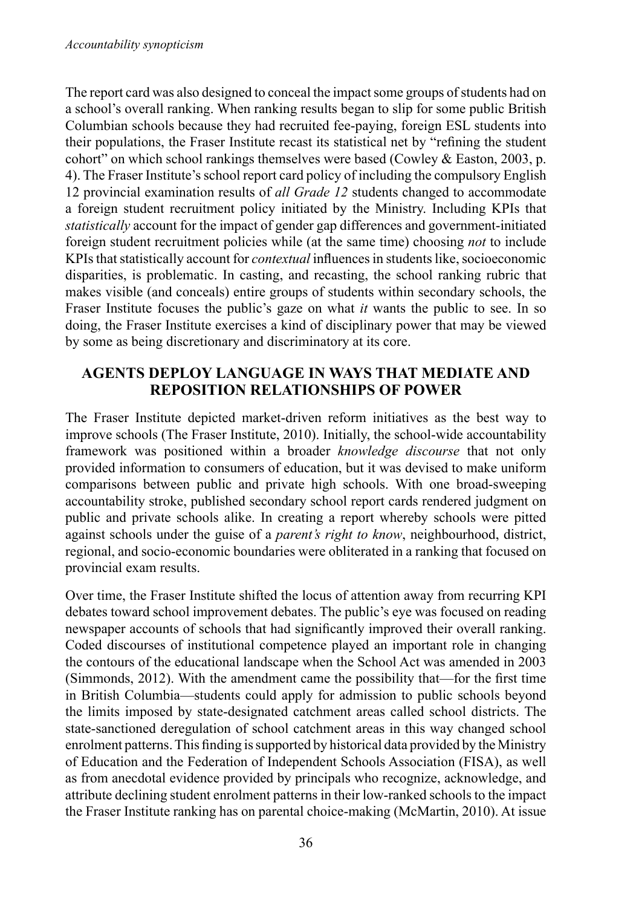The report card was also designed to conceal the impact some groups of students had on a school's overall ranking. When ranking results began to slip for some public British Columbian schools because they had recruited fee-paying, foreign ESL students into their populations, the Fraser Institute recast its statistical net by "refining the student cohort" on which school rankings themselves were based (Cowley & Easton, 2003, p. 4). The Fraser Institute's school report card policy of including the compulsory English 12 provincial examination results of *all Grade 12* students changed to accommodate a foreign student recruitment policy initiated by the Ministry. Including KPIs that *statistically* account for the impact of gender gap differences and government-initiated foreign student recruitment policies while (at the same time) choosing *not* to include KPIs that statistically account for *contextual* influences in students like, socioeconomic disparities, is problematic. In casting, and recasting, the school ranking rubric that makes visible (and conceals) entire groups of students within secondary schools, the Fraser Institute focuses the public's gaze on what *it* wants the public to see. In so doing, the Fraser Institute exercises a kind of disciplinary power that may be viewed by some as being discretionary and discriminatory at its core.

## AGENTS DEPLOY LANGUAGE IN WAYS THAT MEDIATE AND REPOSITION RELATIONSHIPS OF POWER

The Fraser Institute depicted market-driven reform initiatives as the best way to improve schools (The Fraser Institute, 2010). Initially, the school-wide accountability framework was positioned within a broader *knowledge discourse* that not only provided information to consumers of education, but it was devised to make uniform comparisons between public and private high schools. With one broad-sweeping accountability stroke, published secondary school report cards rendered judgment on public and private schools alike. In creating a report whereby schools were pitted against schools under the guise of a *parent's right to know*, neighbourhood, district, regional, and socio-economic boundaries were obliterated in a ranking that focused on provincial exam results.

Over time, the Fraser Institute shifted the locus of attention away from recurring KPI debates toward school improvement debates. The public's eye was focused on reading newspaper accounts of schools that had significantly improved their overall ranking. Coded discourses of institutional competence played an important role in changing the contours of the educational landscape when the School Act was amended in 2003 (Simmonds, 2012). With the amendment came the possibility that—for the first time in British Columbia—students could apply for admission to public schools beyond the limits imposed by state-designated catchment areas called school districts. The state-sanctioned deregulation of school catchment areas in this way changed school enrolment patterns. This finding is supported by historical data provided by the Ministry of Education and the Federation of Independent Schools Association (FISA), as well as from anecdotal evidence provided by principals who recognize, acknowledge, and attribute declining student enrolment patterns in their low-ranked schools to the impact the Fraser Institute ranking has on parental choice-making (McMartin, 2010). At issue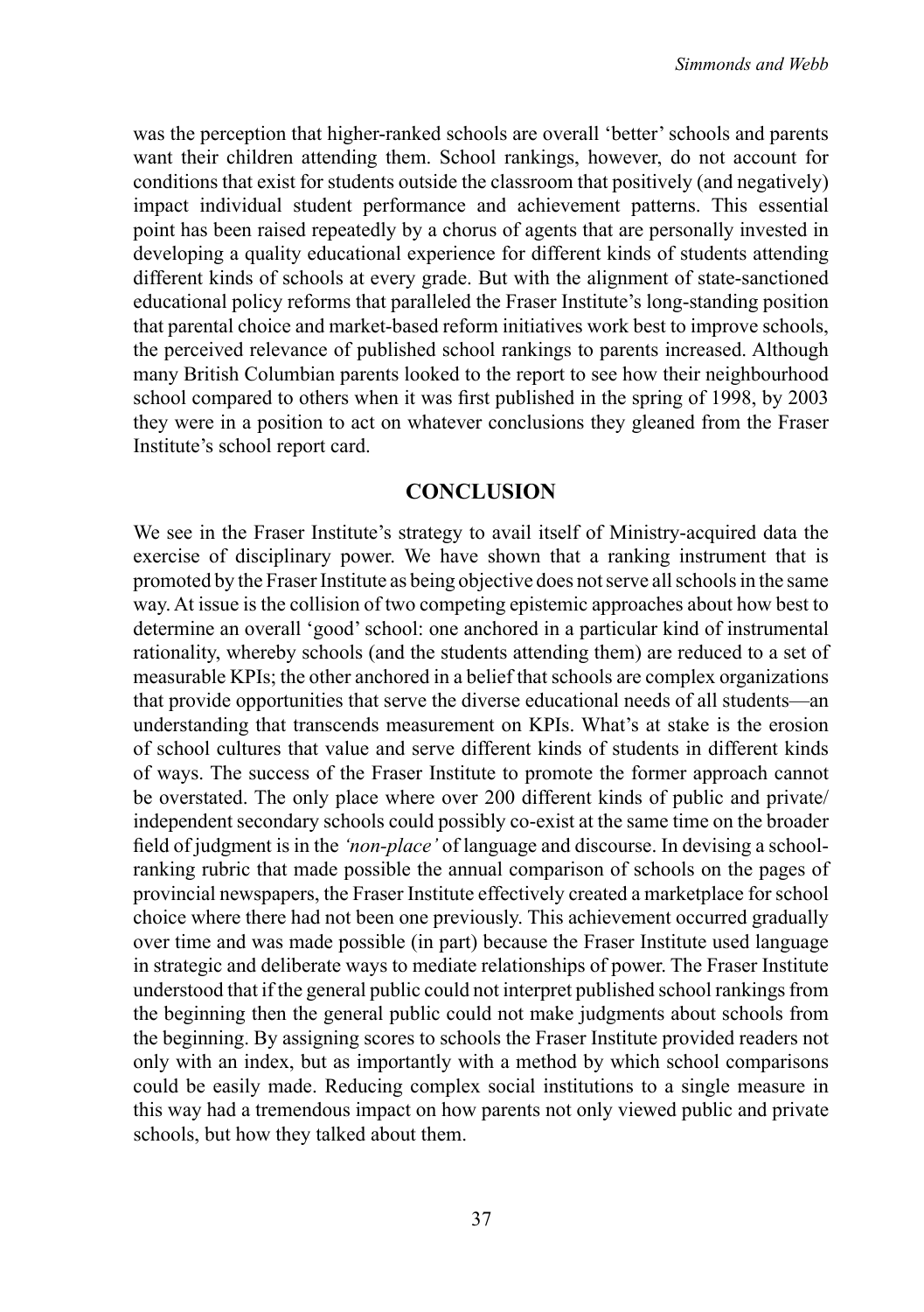was the perception that higher-ranked schools are overall 'better' schools and parents want their children attending them. School rankings, however, do not account for conditions that exist for students outside the classroom that positively (and negatively) impact individual student performance and achievement patterns. This essential point has been raised repeatedly by a chorus of agents that are personally invested in developing a quality educational experience for different kinds of students attending different kinds of schools at every grade. But with the alignment of state-sanctioned educational policy reforms that paralleled the Fraser Institute's long-standing position that parental choice and market-based reform initiatives work best to improve schools, the perceived relevance of published school rankings to parents increased. Although many British Columbian parents looked to the report to see how their neighbourhood school compared to others when it was first published in the spring of 1998, by 2003 they were in a position to act on whatever conclusions they gleaned from the Fraser Institute's school report card.

## CONCLUSION

We see in the Fraser Institute's strategy to avail itself of Ministry-acquired data the exercise of disciplinary power. We have shown that a ranking instrument that is promoted by the Fraser Institute as being objective does not serve all schools in the same way. At issue is the collision of two competing epistemic approaches about how best to determine an overall 'good' school: one anchored in a particular kind of instrumental rationality, whereby schools (and the students attending them) are reduced to a set of measurable KPIs; the other anchored in a belief that schools are complex organizations that provide opportunities that serve the diverse educational needs of all students—an understanding that transcends measurement on KPIs. What's at stake is the erosion of school cultures that value and serve different kinds of students in different kinds of ways. The success of the Fraser Institute to promote the former approach cannot be overstated. The only place where over 200 different kinds of public and private/independent secondary schools could possibly co-exist at the same time on the broader field of judgment is in the *'non-place'* of language and discourse. In devising a school-ranking rubric that made possible the annual comparison of schools on the pages of provincial newspapers, the Fraser Institute effectively created a marketplace for school choice where there had not been one previously. This achievement occurred gradually over time and was made possible (in part) because the Fraser Institute used language in strategic and deliberate ways to mediate relationships of power. The Fraser Institute understood that if the general public could not interpret published school rankings from the beginning then the general public could not make judgments about schools from the beginning. By assigning scores to schools the Fraser Institute provided readers not only with an index, but as importantly with a method by which school comparisons could be easily made. Reducing complex social institutions to a single measure in this way had a tremendous impact on how parents not only viewed public and private schools, but how they talked about them.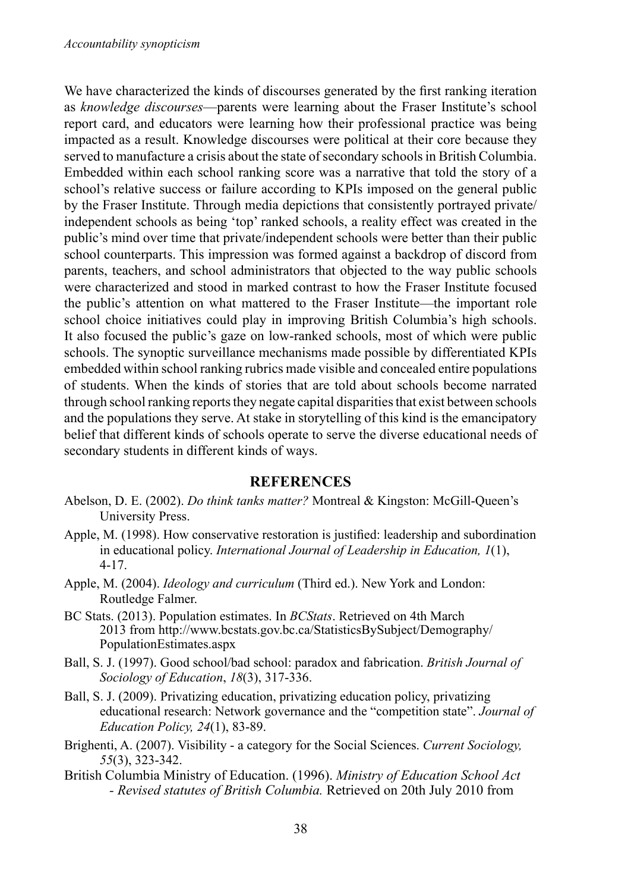We have characterized the kinds of discourses generated by the first ranking iteration as *knowledge discourses*—parents were learning about the Fraser Institute's school report card, and educators were learning how their professional practice was being impacted as a result. Knowledge discourses were political at their core because they served to manufacture a crisis about the state of secondary schools in British Columbia. Embedded within each school ranking score was a narrative that told the story of a school's relative success or failure according to KPIs imposed on the general public by the Fraser Institute. Through media depictions that consistently portrayed private/ independent schools as being 'top' ranked schools, a reality effect was created in the public's mind over time that private/independent schools were better than their public school counterparts. This impression was formed against a backdrop of discord from parents, teachers, and school administrators that objected to the way public schools were characterized and stood in marked contrast to how the Fraser Institute focused the public's attention on what mattered to the Fraser Institute—the important role school choice initiatives could play in improving British Columbia's high schools. It also focused the public's gaze on low-ranked schools, most of which were public schools. The synoptic surveillance mechanisms made possible by differentiated KPIs embedded within school ranking rubrics made visible and concealed entire populations of students. When the kinds of stories that are told about schools become narrated through school ranking reports they negate capital disparities that exist between schools and the populations they serve. At stake in storytelling of this kind is the emancipatory belief that different kinds of schools operate to serve the diverse educational needs of secondary students in different kinds of ways.

## REFERENCES

Abelson, D. E. (2002). *Do think tanks matter?* Montreal & Kingston: McGill-Queen's University Press.

Apple, M. (1998). How conservative restoration is justified: leadership and subordination in educational policy. *International Journal of Leadership in Education, 1*(1), 4-17.

Apple, M. (2004). *Ideology and curriculum* (Third ed.). New York and London: Routledge Falmer.

BC Stats. (2013). Population estimates. In *BCStats*. Retrieved on 4th March 2013 from http://www.bcstats.gov.bc.ca/StatisticsBySubject/Demography/PopulationEstimates.aspx

Ball, S. J. (1997). Good school/bad school: paradox and fabrication. *British Journal of Sociology of Education*, *18*(3), 317-336.

Ball, S. J. (2009). Privatizing education, privatizing education policy, privatizing educational research: Network governance and the "competition state". *Journal of Education Policy, 24*(1), 83-89.

Brighenti, A. (2007). Visibility - a category for the Social Sciences. *Current Sociology, 55*(3), 323-342.

British Columbia Ministry of Education. (1996). *Ministry of Education School Act - Revised statutes of British Columbia.* Retrieved on 20th July 2010 from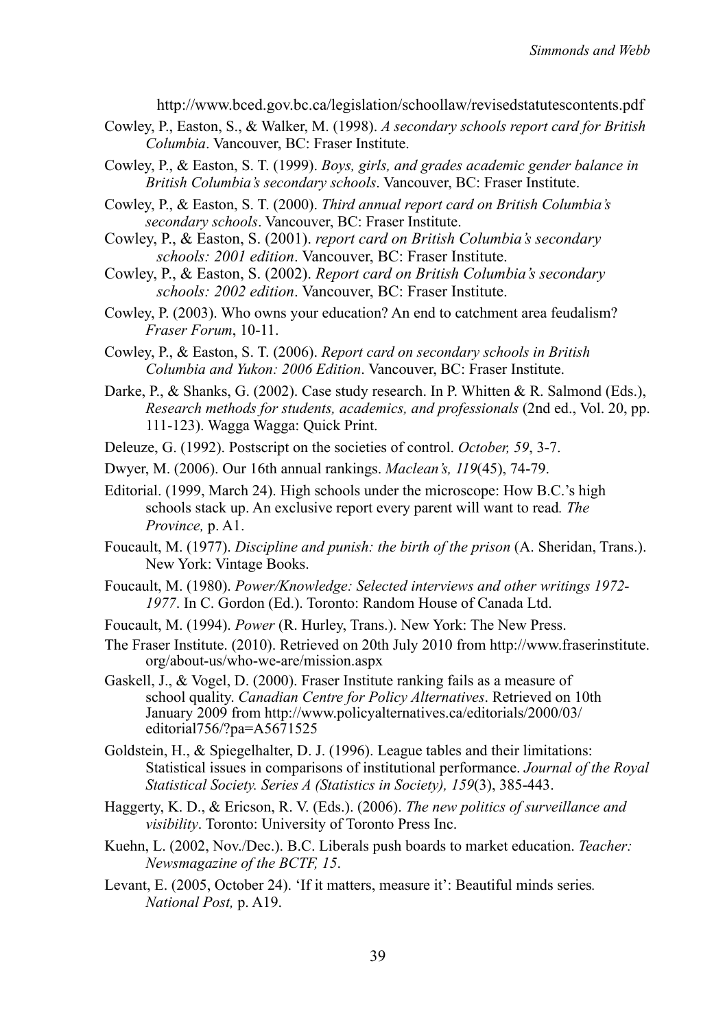http://www.bced.gov.bc.ca/legislation/schoollaw/revisedstatutescontents.pdf

Cowley, P., Easton, S., & Walker, M. (1998). *A secondary schools report card for British Columbia*. Vancouver, BC: Fraser Institute.

Cowley, P., & Easton, S. T. (1999). *Boys, girls, and grades academic gender balance in British Columbia's secondary schools*. Vancouver, BC: Fraser Institute.

Cowley, P., & Easton, S. T. (2000). *Third annual report card on British Columbia's secondary schools*. Vancouver, BC: Fraser Institute.

Cowley, P., & Easton, S. (2001). *report card on British Columbia's secondary schools: 2001 edition*. Vancouver, BC: Fraser Institute.

Cowley, P., & Easton, S. (2002). *Report card on British Columbia's secondary schools: 2002 edition*. Vancouver, BC: Fraser Institute.

Cowley, P. (2003). Who owns your education? An end to catchment area feudalism? *Fraser Forum*, 10-11.

Cowley, P., & Easton, S. T. (2006). *Report card on secondary schools in British Columbia and Yukon: 2006 Edition*. Vancouver, BC: Fraser Institute.

Darke, P., & Shanks, G. (2002). Case study research. In P. Whitten & R. Salmond (Eds.), *Research methods for students, academics, and professionals* (2nd ed., Vol. 20, pp. 111-123). Wagga Wagga: Quick Print.

Deleuze, G. (1992). Postscript on the societies of control. *October, 59*, 3-7.

Dwyer, M. (2006). Our 16th annual rankings. *Maclean's, 119*(45), 74-79.

Editorial. (1999, March 24). High schools under the microscope: How B.C.'s high schools stack up. An exclusive report every parent will want to read*. The Province,* p. A1.

Foucault, M. (1977). *Discipline and punish: the birth of the prison* (A. Sheridan, Trans.). New York: Vintage Books.

Foucault, M. (1980). *Power/Knowledge: Selected interviews and other writings 1972-1977*. In C. Gordon (Ed.). Toronto: Random House of Canada Ltd.

Foucault, M. (1994). *Power* (R. Hurley, Trans.). New York: The New Press.

The Fraser Institute. (2010). Retrieved on 20th July 2010 from http://www.fraserinstitute.org/about-us/who-we-are/mission.aspx

Gaskell, J., & Vogel, D. (2000). Fraser Institute ranking fails as a measure of school quality. *Canadian Centre for Policy Alternatives*. Retrieved on 10th January 2009 from http://www.policyalternatives.ca/editorials/2000/03/editorial756/?pa=A5671525

Goldstein, H., & Spiegelhalter, D. J. (1996). League tables and their limitations: Statistical issues in comparisons of institutional performance. *Journal of the Royal Statistical Society. Series A (Statistics in Society), 159*(3), 385-443.

Haggerty, K. D., & Ericson, R. V. (Eds.). (2006). *The new politics of surveillance and visibility*. Toronto: University of Toronto Press Inc.

Kuehn, L. (2002, Nov./Dec.). B.C. Liberals push boards to market education. *Teacher: Newsmagazine of the BCTF, 15*.

Levant, E. (2005, October 24). 'If it matters, measure it': Beautiful minds series*. National Post,* p. A19.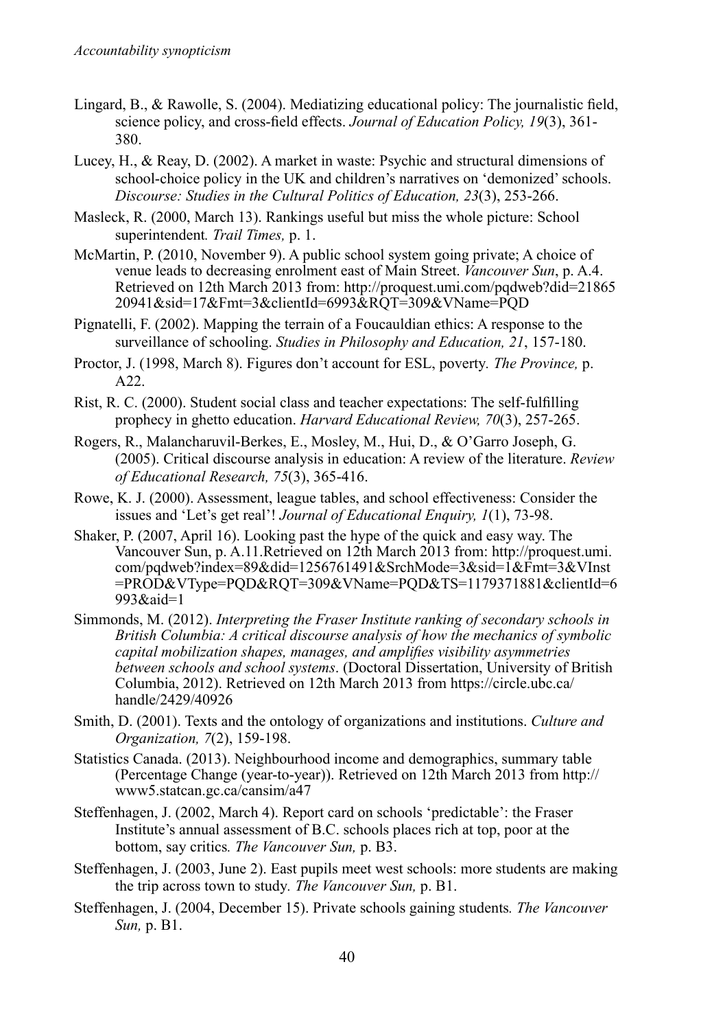Lingard, B., & Rawolle, S. (2004). Mediatizing educational policy: The journalistic field, science policy, and cross-field effects. *Journal of Education Policy, 19*(3), 361-380.

Lucey, H., & Reay, D. (2002). A market in waste: Psychic and structural dimensions of school-choice policy in the UK and children's narratives on 'demonized' schools. *Discourse: Studies in the Cultural Politics of Education, 23*(3), 253-266.

Masleck, R. (2000, March 13). Rankings useful but miss the whole picture: School superintendent*. Trail Times,* p. 1.

McMartin, P. (2010, November 9). A public school system going private; A choice of venue leads to decreasing enrolment east of Main Street. *Vancouver Sun*, p. A.4. Retrieved on 12th March 2013 from: http://proquest.umi.com/pqdweb?did=2186520941&sid=17&Fmt=3&clientId=6993&RQT=309&VName=PQD

Pignatelli, F. (2002). Mapping the terrain of a Foucauldian ethics: A response to the surveillance of schooling. *Studies in Philosophy and Education, 21*, 157-180.

Proctor, J. (1998, March 8). Figures don't account for ESL, poverty*. The Province,* p. A22.

Rist, R. C. (2000). Student social class and teacher expectations: The self-fulfilling prophecy in ghetto education. *Harvard Educational Review, 70*(3), 257-265.

Rogers, R., Malancharuvil-Berkes, E., Mosley, M., Hui, D., & O'Garro Joseph, G. (2005). Critical discourse analysis in education: A review of the literature. *Review of Educational Research, 75*(3), 365-416.

Rowe, K. J. (2000). Assessment, league tables, and school effectiveness: Consider the issues and 'Let's get real'! *Journal of Educational Enquiry, 1*(1), 73-98.

Shaker, P. (2007, April 16). Looking past the hype of the quick and easy way. The Vancouver Sun, p. A.11.Retrieved on 12th March 2013 from: http://proquest.umi.com/pqdweb?index=89&did=1256761491&SrchMode=3&sid=1&Fmt=3&VInst=PROD&VType=PQD&RQT=309&VName=PQD&TS=1179371881&clientId=6993&aid=1

Simmonds, M. (2012). *Interpreting the Fraser Institute ranking of secondary schools in British Columbia: A critical discourse analysis of how the mechanics of symbolic capital mobilization shapes, manages, and amplifies visibility asymmetries between schools and school systems*. (Doctoral Dissertation, University of British Columbia, 2012). Retrieved on 12th March 2013 from https://circle.ubc.ca/handle/2429/40926

Smith, D. (2001). Texts and the ontology of organizations and institutions. *Culture and Organization, 7*(2), 159-198.

Statistics Canada. (2013). Neighbourhood income and demographics, summary table (Percentage Change (year-to-year)). Retrieved on 12th March 2013 from http://www5.statcan.gc.ca/cansim/a47

Steffenhagen, J. (2002, March 4). Report card on schools 'predictable': the Fraser Institute's annual assessment of B.C. schools places rich at top, poor at the bottom, say critics*. The Vancouver Sun,* p. B3.

Steffenhagen, J. (2003, June 2). East pupils meet west schools: more students are making the trip across town to study*. The Vancouver Sun,* p. B1.

Steffenhagen, J. (2004, December 15). Private schools gaining students*. The Vancouver Sun,* p. B1.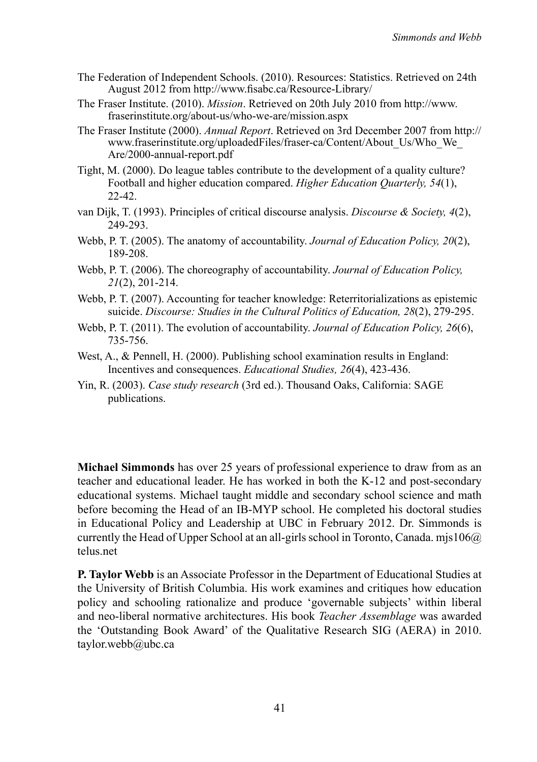The Federation of Independent Schools. (2010). Resources: Statistics. Retrieved on 24th August 2012 from http://www.fisabc.ca/Resource-Library/

The Fraser Institute. (2010). *Mission*. Retrieved on 20th July 2010 from http://www.fraserinstitute.org/about-us/who-we-are/mission.aspx

The Fraser Institute (2000). *Annual Report*. Retrieved on 3rd December 2007 from http://www.fraserinstitute.org/uploadedFiles/fraser-ca/Content/About_Us/Who_We_Are/2000-annual-report.pdf

Tight, M. (2000). Do league tables contribute to the development of a quality culture? Football and higher education compared. *Higher Education Quarterly, 54*(1), 22-42.

van Dijk, T. (1993). Principles of critical discourse analysis. *Discourse & Society, 4*(2), 249-293.

Webb, P. T. (2005). The anatomy of accountability. *Journal of Education Policy, 20*(2), 189-208.

Webb, P. T. (2006). The choreography of accountability. *Journal of Education Policy, 21*(2), 201-214.

Webb, P. T. (2007). Accounting for teacher knowledge: Reterritorializations as epistemic suicide. *Discourse: Studies in the Cultural Politics of Education, 28*(2), 279-295.

Webb, P. T. (2011). The evolution of accountability. *Journal of Education Policy, 26*(6), 735-756.

West, A., & Pennell, H. (2000). Publishing school examination results in England: Incentives and consequences. *Educational Studies, 26*(4), 423-436.

Yin, R. (2003). *Case study research* (3rd ed.). Thousand Oaks, California: SAGE publications.

**Michael Simmonds** has over 25 years of professional experience to draw from as an teacher and educational leader. He has worked in both the K-12 and post-secondary educational systems. Michael taught middle and secondary school science and math before becoming the Head of an IB-MYP school. He completed his doctoral studies in Educational Policy and Leadership at UBC in February 2012. Dr. Simmonds is currently the Head of Upper School at an all-girls school in Toronto, Canada. mjs106@telus.net

**P. Taylor Webb** is an Associate Professor in the Department of Educational Studies at the University of British Columbia. His work examines and critiques how education policy and schooling rationalize and produce 'governable subjects' within liberal and neo-liberal normative architectures. His book *Teacher Assemblage* was awarded the 'Outstanding Book Award' of the Qualitative Research SIG (AERA) in 2010. taylor.webb@ubc.ca